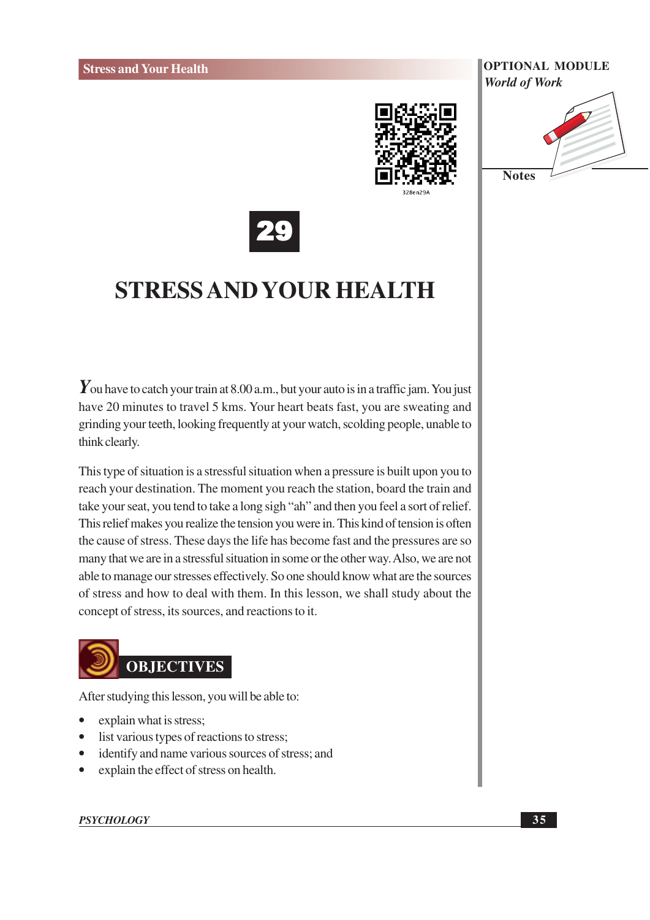# 29

# STRESS AND YOUR HEALTH

You have to catch your train at 8.00 a.m., but your auto is in a traffic jam. You just have 20 minutes to travel 5 kms. Your heart beats fast, you are sweating and grinding your teeth, looking frequently at your watch, scolding people, unable to think clearly.

This type of situation is a stressful situation when a pressure is built upon you to reach your destination. The moment you reach the station, board the train and take your seat, you tend to take a long sigh "ah" and then you feel a sort of relief. This relief makes you realize the tension you were in. This kind of tension is often the cause of stress. These days the life has become fast and the pressures are so many that we are in a stressful situation in some or the other way. Also, we are not able to manage our stresses effectively. So one should know what are the sources of stress and how to deal with them. In this lesson, we shall study about the concept of stress, its sources, and reactions to it.

## OBJECTIVES

After studying this lesson, you will be able to:

- explain what is stress;
- list various types of reactions to stress;
- identify and name various sources of stress; and
- explain the effect of stress on health.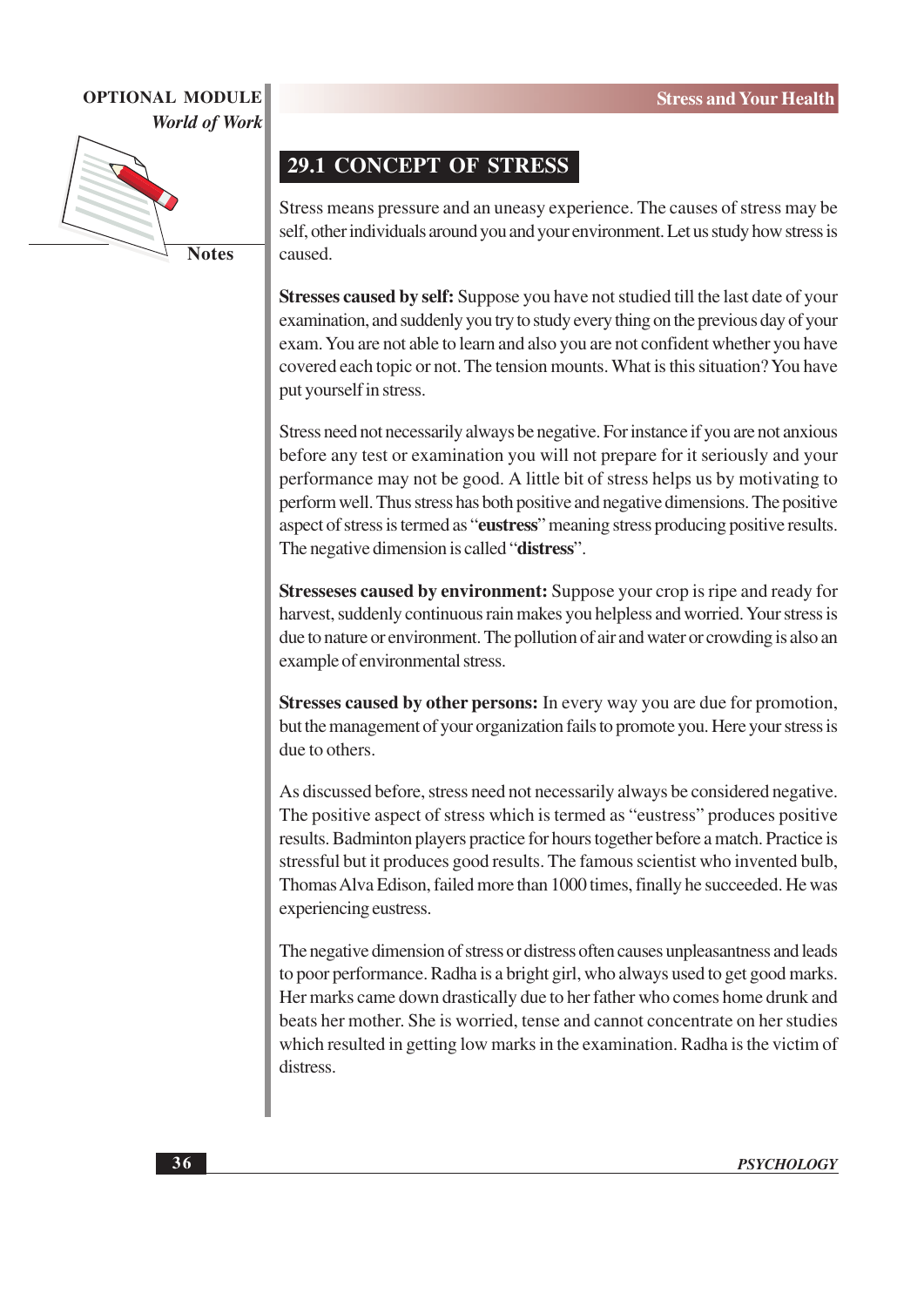## 29.1 CONCEPT OF STRESS

Stress means pressure and an uneasy experience. The causes of stress may be self, other individuals around you and your environment. Let us study how stress is caused.

**Stresses caused by self:** Suppose you have not studied till the last date of your examination, and suddenly you try to study every thing on the previous day of your exam. You are not able to learn and also you are not confident whether you have covered each topic or not. The tension mounts. What is this situation? You have put yourself in stress.

Stress need not necessarily always be negative. For instance if you are not anxious before any test or examination you will not prepare for it seriously and your performance may not be good. A little bit of stress helps us by motivating to perform well. Thus stress has both positive and negative dimensions. The positive aspect of stress is termed as "**eustress**" meaning stress producing positive results. The negative dimension is called "**distress**".

**Stresseses caused by environment:** Suppose your crop is ripe and ready for harvest, suddenly continuous rain makes you helpless and worried. Your stress is due to nature or environment. The pollution of air and water or crowding is also an example of environmental stress.

**Stresses caused by other persons:** In every way you are due for promotion, but the management of your organization fails to promote you. Here your stress is due to others.

As discussed before, stress need not necessarily always be considered negative. The positive aspect of stress which is termed as "eustress" produces positive results. Badminton players practice for hours together before a match. Practice is stressful but it produces good results. The famous scientist who invented bulb, Thomas Alva Edison, failed more than 1000 times, finally he succeeded. He was experiencing eustress.

The negative dimension of stress or distress often causes unpleasantness and leads to poor performance. Radha is a bright girl, who always used to get good marks. Her marks came down drastically due to her father who comes home drunk and beats her mother. She is worried, tense and cannot concentrate on her studies which resulted in getting low marks in the examination. Radha is the victim of distress.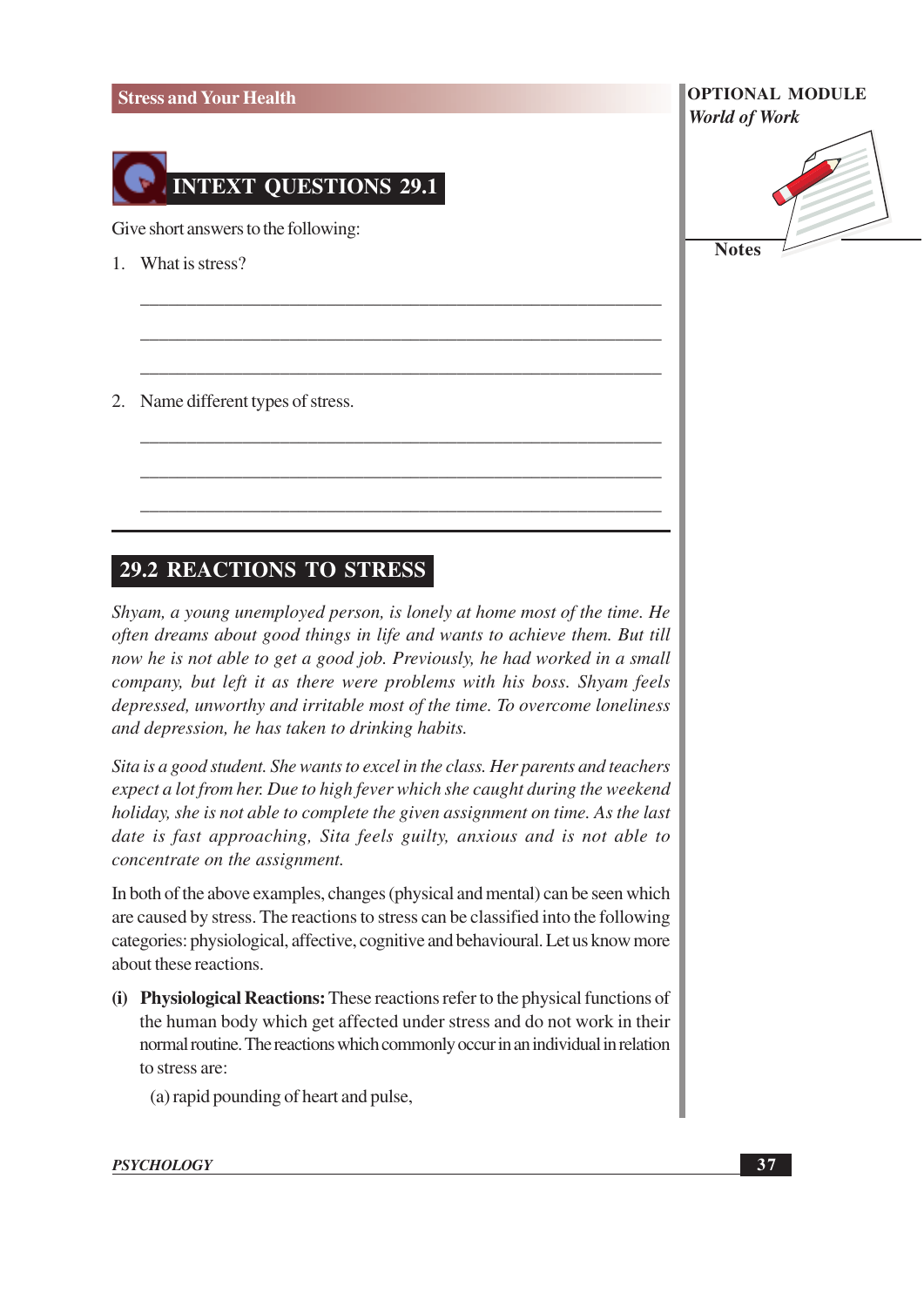## INTEXT QUESTIONS 29.1

Give short answers to the following:

1. What is stress?

_______________________________________________

_______________________________________________

_______________________________________________

2. Name different types of stress.

_______________________________________________

_______________________________________________

_______________________________________________

## 29.2 REACTIONS TO STRESS

*Shyam, a young unemployed person, is lonely at home most of the time. He often dreams about good things in life and wants to achieve them. But till now he is not able to get a good job. Previously, he had worked in a small company, but left it as there were problems with his boss. Shyam feels depressed, unworthy and irritable most of the time. To overcome loneliness and depression, he has taken to drinking habits.*

*Sita is a good student. She wants to excel in the class. Her parents and teachers expect a lot from her. Due to high fever which she caught during the weekend holiday, she is not able to complete the given assignment on time. As the last date is fast approaching, Sita feels guilty, anxious and is not able to concentrate on the assignment.*

In both of the above examples, changes (physical and mental) can be seen which are caused by stress. The reactions to stress can be classified into the following categories: physiological, affective, cognitive and behavioural. Let us know more about these reactions.

**(i) Physiological Reactions:** These reactions refer to the physical functions of the human body which get affected under stress and do not work in their normal routine. The reactions which commonly occur in an individual in relation to stress are:

(a) rapid pounding of heart and pulse,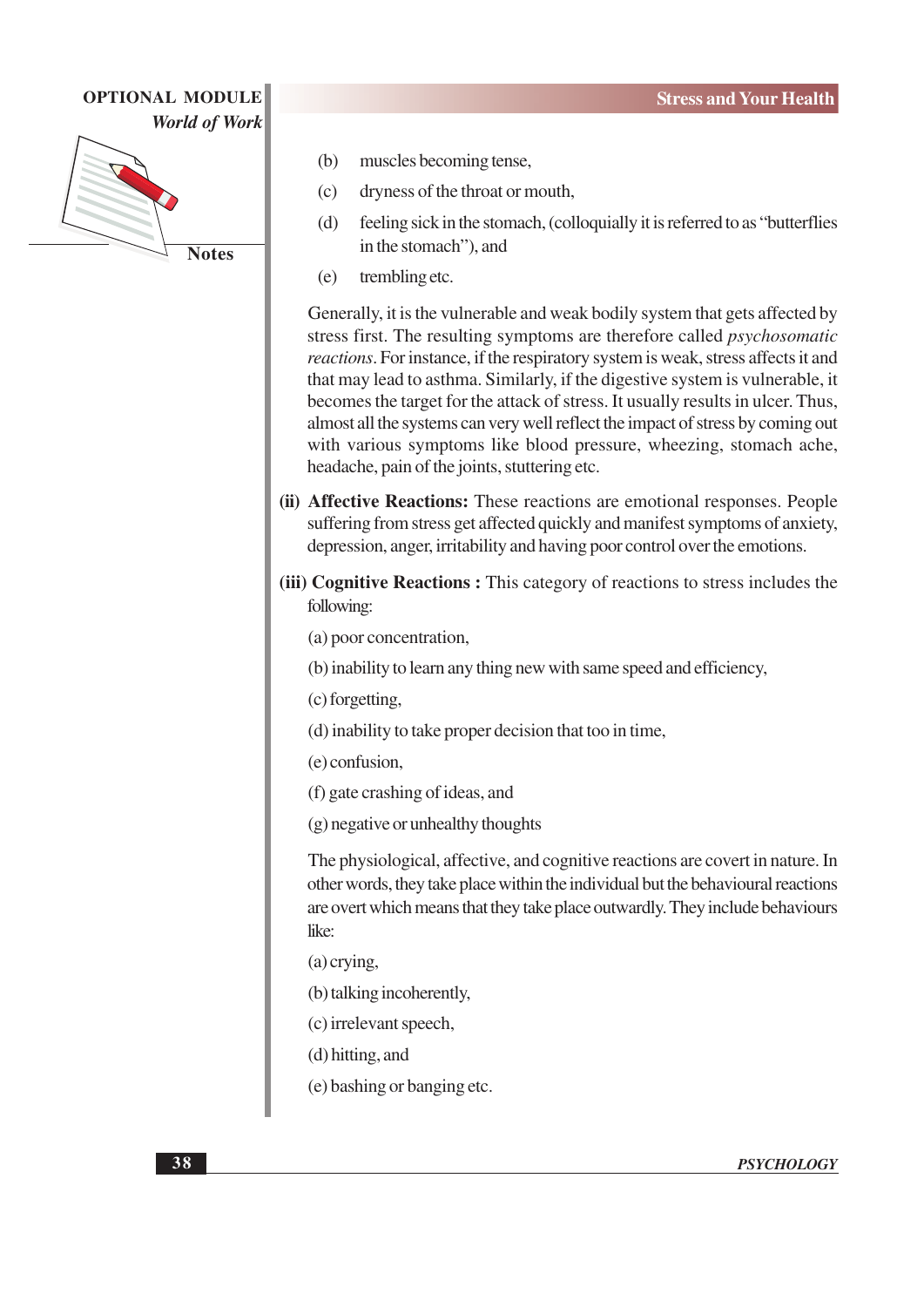(b) muscles becoming tense,

(c) dryness of the throat or mouth,

(d) feeling sick in the stomach, (colloquially it is referred to as "butterflies in the stomach"), and

(e) trembling etc.

Generally, it is the vulnerable and weak bodily system that gets affected by stress first. The resulting symptoms are therefore called *psychosomatic reactions*. For instance, if the respiratory system is weak, stress affects it and that may lead to asthma. Similarly, if the digestive system is vulnerable, it becomes the target for the attack of stress. It usually results in ulcer. Thus, almost all the systems can very well reflect the impact of stress by coming out with various symptoms like blood pressure, wheezing, stomach ache, headache, pain of the joints, stuttering etc.

**(ii) Affective Reactions:** These reactions are emotional responses. People suffering from stress get affected quickly and manifest symptoms of anxiety, depression, anger, irritability and having poor control over the emotions.

**(iii) Cognitive Reactions :** This category of reactions to stress includes the following:

(a) poor concentration,

(b) inability to learn any thing new with same speed and efficiency,

(c) forgetting,

(d) inability to take proper decision that too in time,

(e) confusion,

(f) gate crashing of ideas, and

(g) negative or unhealthy thoughts

The physiological, affective, and cognitive reactions are covert in nature. In other words, they take place within the individual but the behavioural reactions are overt which means that they take place outwardly. They include behaviours like:

(a) crying,

(b) talking incoherently,

(c) irrelevant speech,

(d) hitting, and

(e) bashing or banging etc.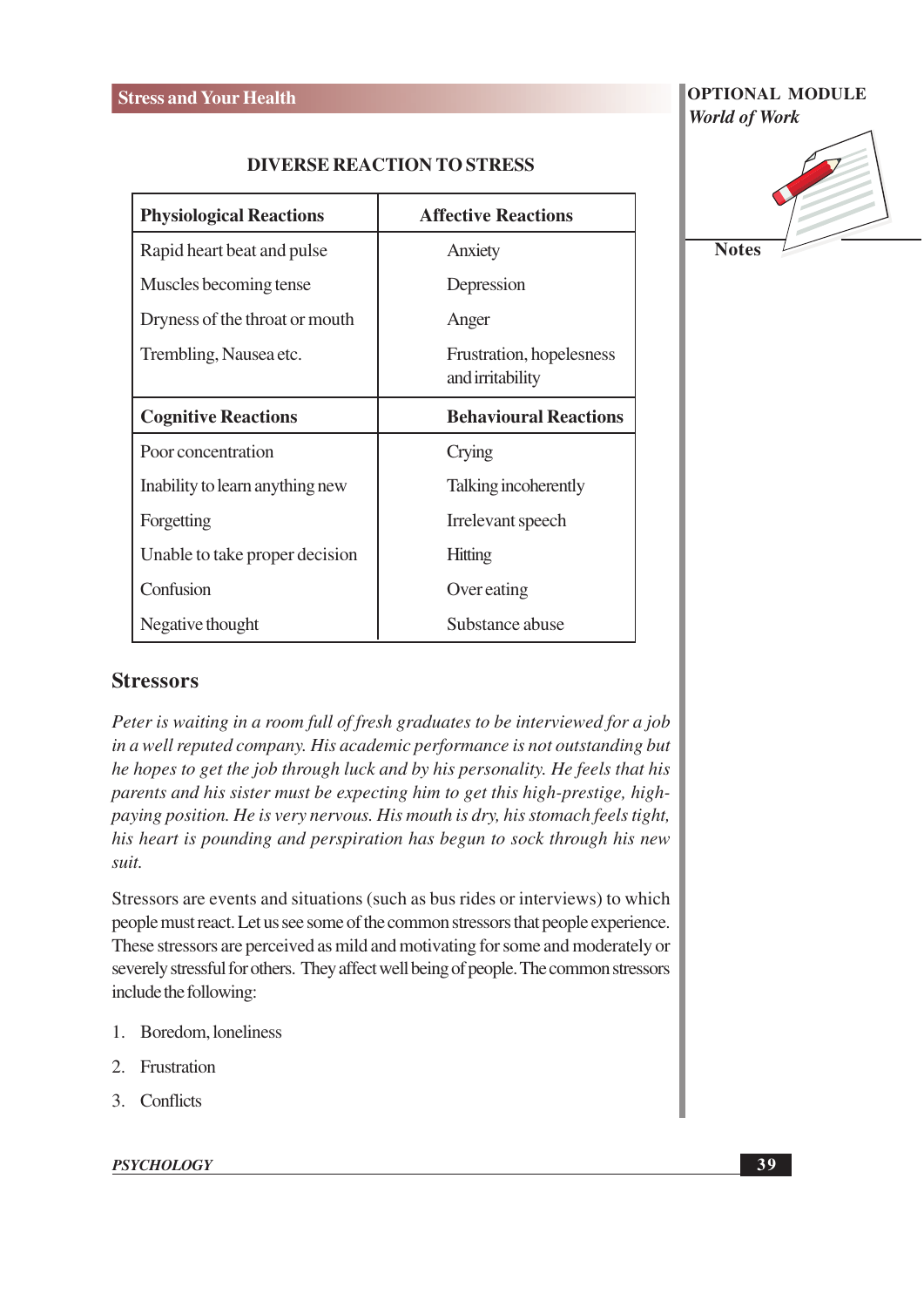### DIVERSE REACTION TO STRESS

| Physiological Reactions | Affective Reactions |
|---|---|
| Rapid heart beat and pulse | Anxiety |
| Muscles becoming tense | Depression |
| Dryness of the throat or mouth | Anger |
| Trembling, Nausea etc. | Frustration, hopelessness and irritability |
| **Cognitive Reactions** | **Behavioural Reactions** |
| Poor concentration | Crying |
| Inability to learn anything new | Talking incoherently |
| Forgetting | Irrelevant speech |
| Unable to take proper decision | Hitting |
| Confusion | Over eating |
| Negative thought | Substance abuse |

## Stressors

*Peter is waiting in a room full of fresh graduates to be interviewed for a job in a well reputed company. His academic performance is not outstanding but he hopes to get the job through luck and by his personality. He feels that his parents and his sister must be expecting him to get this high-prestige, high-paying position. He is very nervous. His mouth is dry, his stomach feels tight, his heart is pounding and perspiration has begun to sock through his new suit.*

Stressors are events and situations (such as bus rides or interviews) to which people must react. Let us see some of the common stressors that people experience. These stressors are perceived as mild and motivating for some and moderately or severely stressful for others. They affect well being of people. The common stressors include the following:

1. Boredom, loneliness
2. Frustration
3. Conflicts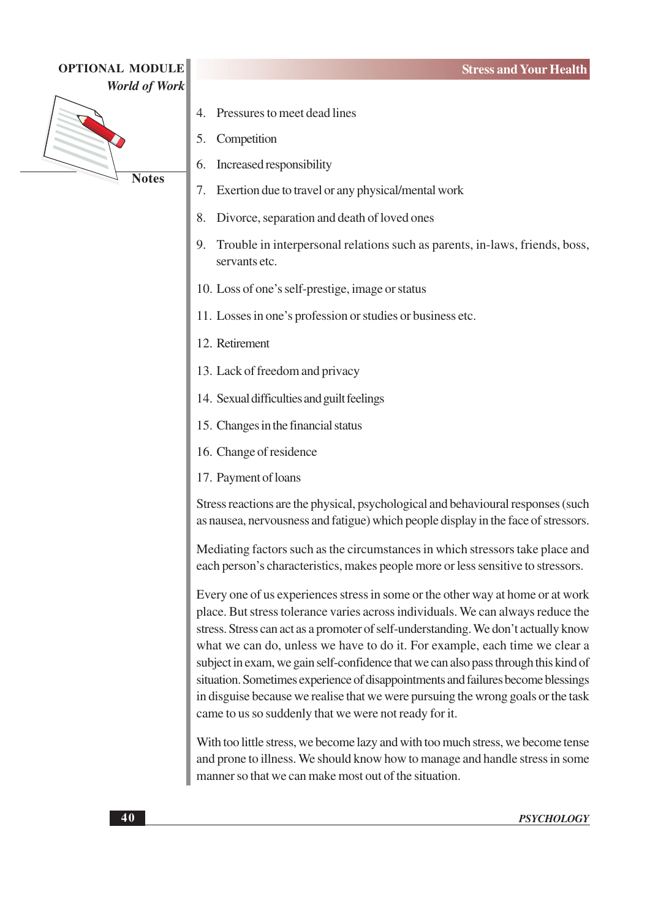4. Pressures to meet dead lines
5. Competition
6. Increased responsibility
7. Exertion due to travel or any physical/mental work
8. Divorce, separation and death of loved ones
9. Trouble in interpersonal relations such as parents, in-laws, friends, boss, servants etc.
10. Loss of one's self-prestige, image or status
11. Losses in one's profession or studies or business etc.
12. Retirement
13. Lack of freedom and privacy
14. Sexual difficulties and guilt feelings
15. Changes in the financial status
16. Change of residence
17. Payment of loans

Stress reactions are the physical, psychological and behavioural responses (such as nausea, nervousness and fatigue) which people display in the face of stressors.

Mediating factors such as the circumstances in which stressors take place and each person's characteristics, makes people more or less sensitive to stressors.

Every one of us experiences stress in some or the other way at home or at work place. But stress tolerance varies across individuals. We can always reduce the stress. Stress can act as a promoter of self-understanding. We don't actually know what we can do, unless we have to do it. For example, each time we clear a subject in exam, we gain self-confidence that we can also pass through this kind of situation. Sometimes experience of disappointments and failures become blessings in disguise because we realise that we were pursuing the wrong goals or the task came to us so suddenly that we were not ready for it.

With too little stress, we become lazy and with too much stress, we become tense and prone to illness. We should know how to manage and handle stress in some manner so that we can make most out of the situation.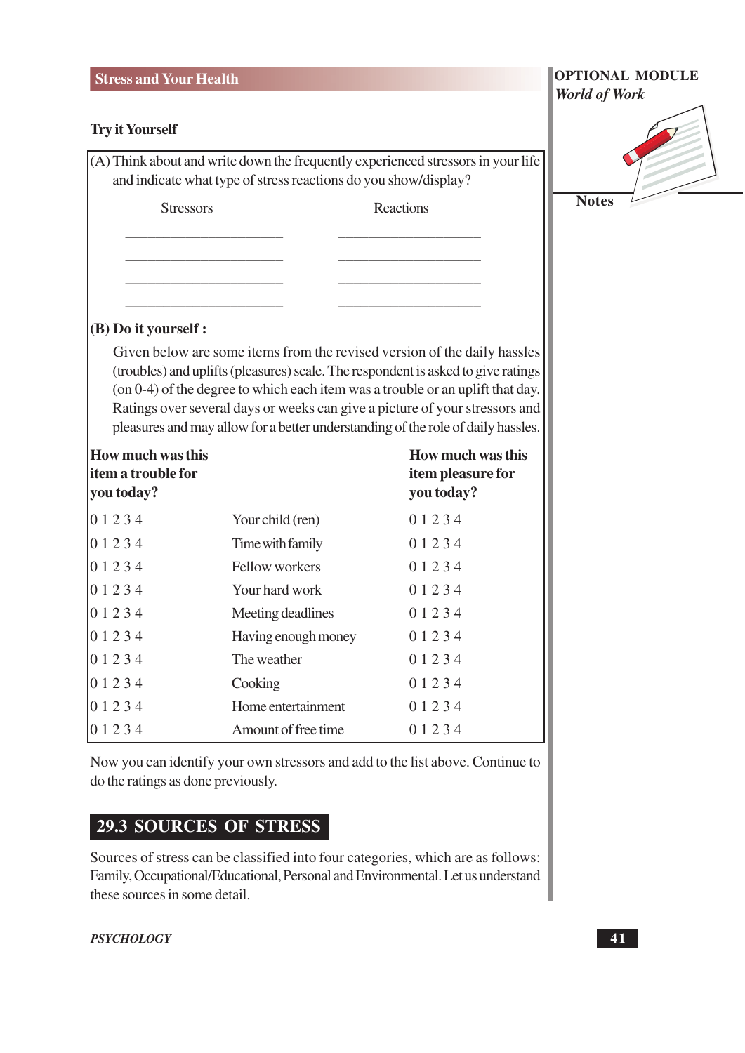### Try it Yourself

(A) Think about and write down the frequently experienced stressors in your life and indicate what type of stress reactions do you show/display?

| Stressors | Reactions |
|---|---|
| ____________________ | ____________________ |
| ____________________ | ____________________ |
| ____________________ | ____________________ |
| ____________________ | ____________________ |

**(B) Do it yourself :**

Given below are some items from the revised version of the daily hassles (troubles) and uplifts (pleasures) scale. The respondent is asked to give ratings (on 0-4) of the degree to which each item was a trouble or an uplift that day. Ratings over several days or weeks can give a picture of your stressors and pleasures and may allow for a better understanding of the role of daily hassles.

| How much was this item a trouble for you today? | | How much was this item pleasure for you today? |
|---|---|---|
| 0 1 2 3 4 | Your child (ren) | 0 1 2 3 4 |
| 0 1 2 3 4 | Time with family | 0 1 2 3 4 |
| 0 1 2 3 4 | Fellow workers | 0 1 2 3 4 |
| 0 1 2 3 4 | Your hard work | 0 1 2 3 4 |
| 0 1 2 3 4 | Meeting deadlines | 0 1 2 3 4 |
| 0 1 2 3 4 | Having enough money | 0 1 2 3 4 |
| 0 1 2 3 4 | The weather | 0 1 2 3 4 |
| 0 1 2 3 4 | Cooking | 0 1 2 3 4 |
| 0 1 2 3 4 | Home entertainment | 0 1 2 3 4 |
| 0 1 2 3 4 | Amount of free time | 0 1 2 3 4 |

Now you can identify your own stressors and add to the list above. Continue to do the ratings as done previously.

## 29.3 SOURCES OF STRESS

Sources of stress can be classified into four categories, which are as follows: Family, Occupational/Educational, Personal and Environmental. Let us understand these sources in some detail.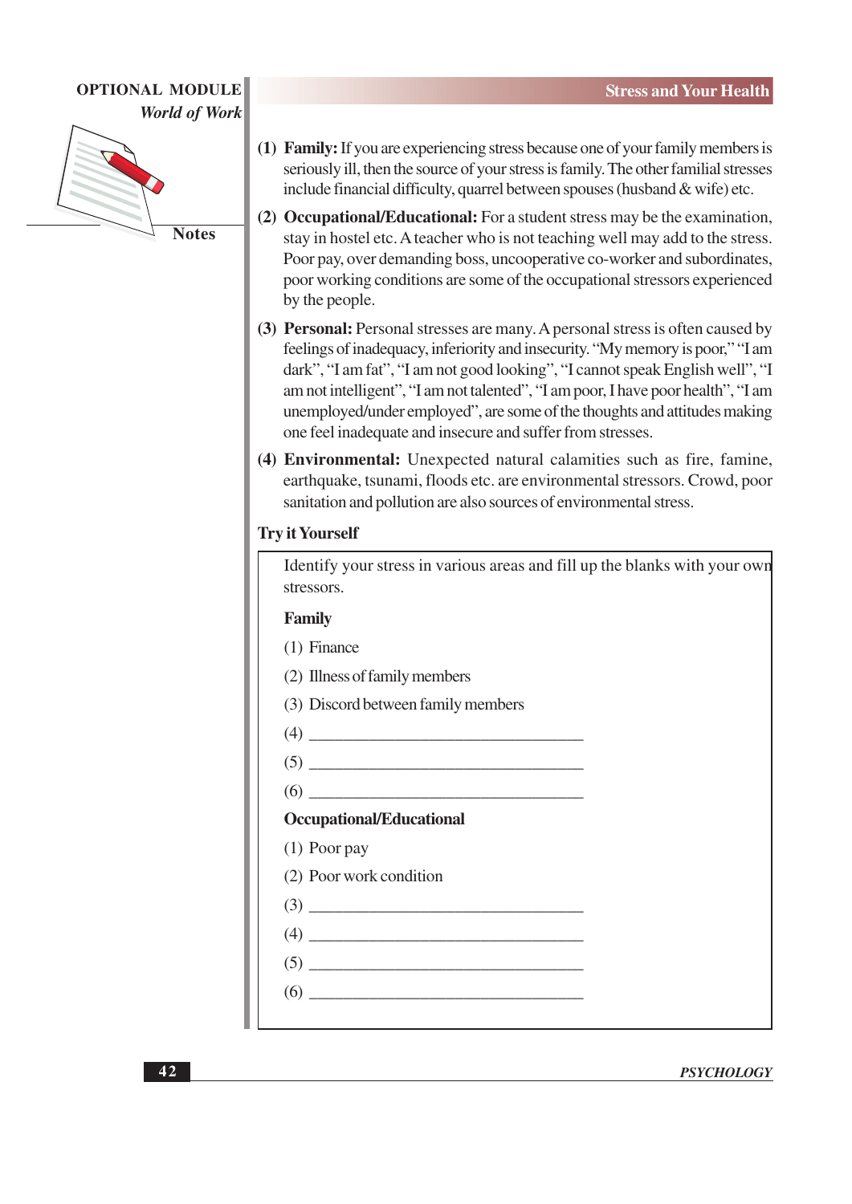(1) **Family:** If you are experiencing stress because one of your family members is seriously ill, then the source of your stress is family. The other familial stresses include financial difficulty, quarrel between spouses (husband & wife) etc.

(2) **Occupational/Educational:** For a student stress may be the examination, stay in hostel etc. A teacher who is not teaching well may add to the stress. Poor pay, over demanding boss, uncooperative co-worker and subordinates, poor working conditions are some of the occupational stressors experienced by the people.

(3) **Personal:** Personal stresses are many. A personal stress is often caused by feelings of inadequacy, inferiority and insecurity. "My memory is poor," "I am dark", "I am fat", "I am not good looking", "I cannot speak English well", "I am not intelligent", "I am not talented", "I am poor, I have poor health", "I am unemployed/under employed", are some of the thoughts and attitudes making one feel inadequate and insecure and suffer from stresses.

(4) **Environmental:** Unexpected natural calamities such as fire, famine, earthquake, tsunami, floods etc. are environmental stressors. Crowd, poor sanitation and pollution are also sources of environmental stress.

### Try it Yourself

Identify your stress in various areas and fill up the blanks with your own stressors.

**Family**

(1) Finance

(2) Illness of family members

(3) Discord between family members

(4) ________________________________

(5) ________________________________

(6) ________________________________

**Occupational/Educational**

(1) Poor pay

(2) Poor work condition

(3) ________________________________

(4) ________________________________

(5) ________________________________

(6) ________________________________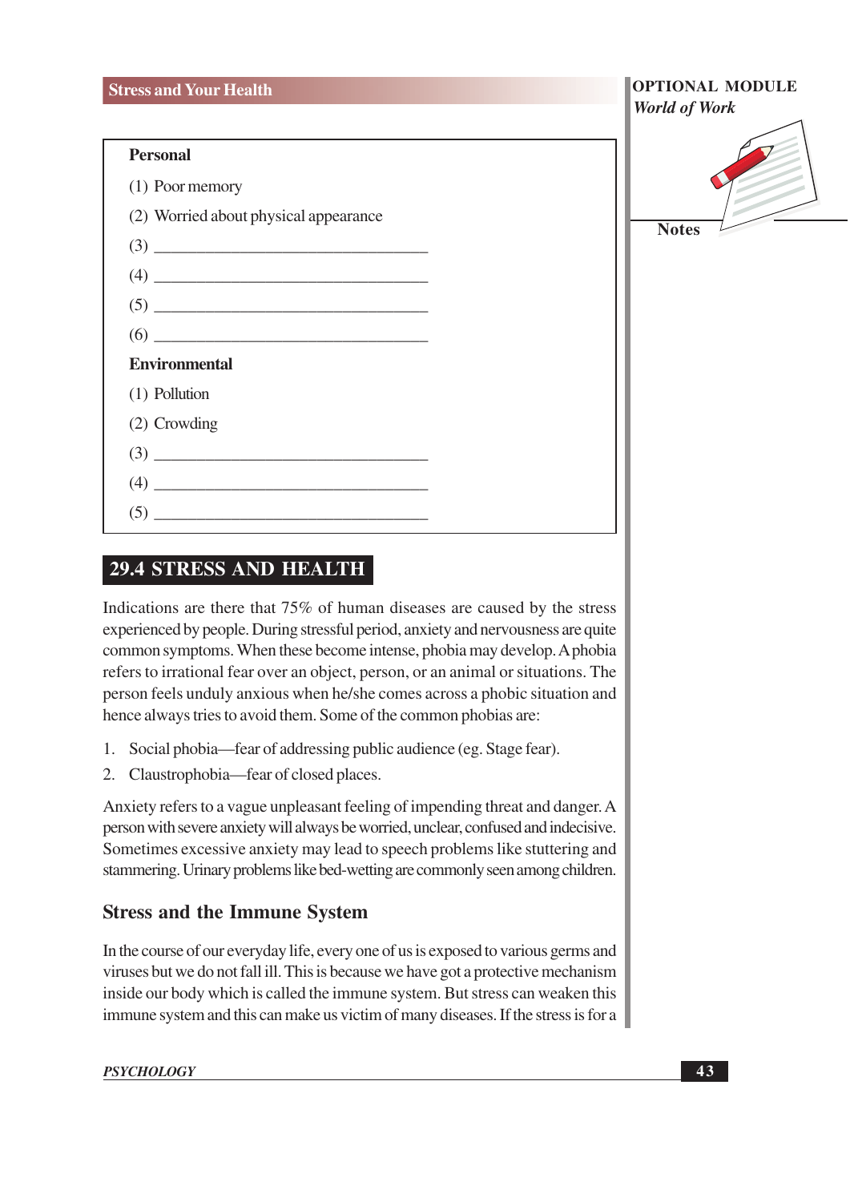**Personal**

(1) Poor memory

(2) Worried about physical appearance

(3) ________________________________

(4) ________________________________

(5) ________________________________

(6) ________________________________

**Environmental**

(1) Pollution

(2) Crowding

(3) ________________________________

(4) ________________________________

(5) ________________________________

## 29.4 STRESS AND HEALTH

Indications are there that 75% of human diseases are caused by the stress experienced by people. During stressful period, anxiety and nervousness are quite common symptoms. When these become intense, phobia may develop. A phobia refers to irrational fear over an object, person, or an animal or situations. The person feels unduly anxious when he/she comes across a phobic situation and hence always tries to avoid them. Some of the common phobias are:

1. Social phobia—fear of addressing public audience (eg. Stage fear).
2. Claustrophobia—fear of closed places.

Anxiety refers to a vague unpleasant feeling of impending threat and danger. A person with severe anxiety will always be worried, unclear, confused and indecisive. Sometimes excessive anxiety may lead to speech problems like stuttering and stammering. Urinary problems like bed-wetting are commonly seen among children.

### Stress and the Immune System

In the course of our everyday life, every one of us is exposed to various germs and viruses but we do not fall ill. This is because we have got a protective mechanism inside our body which is called the immune system. But stress can weaken this immune system and this can make us victim of many diseases. If the stress is for a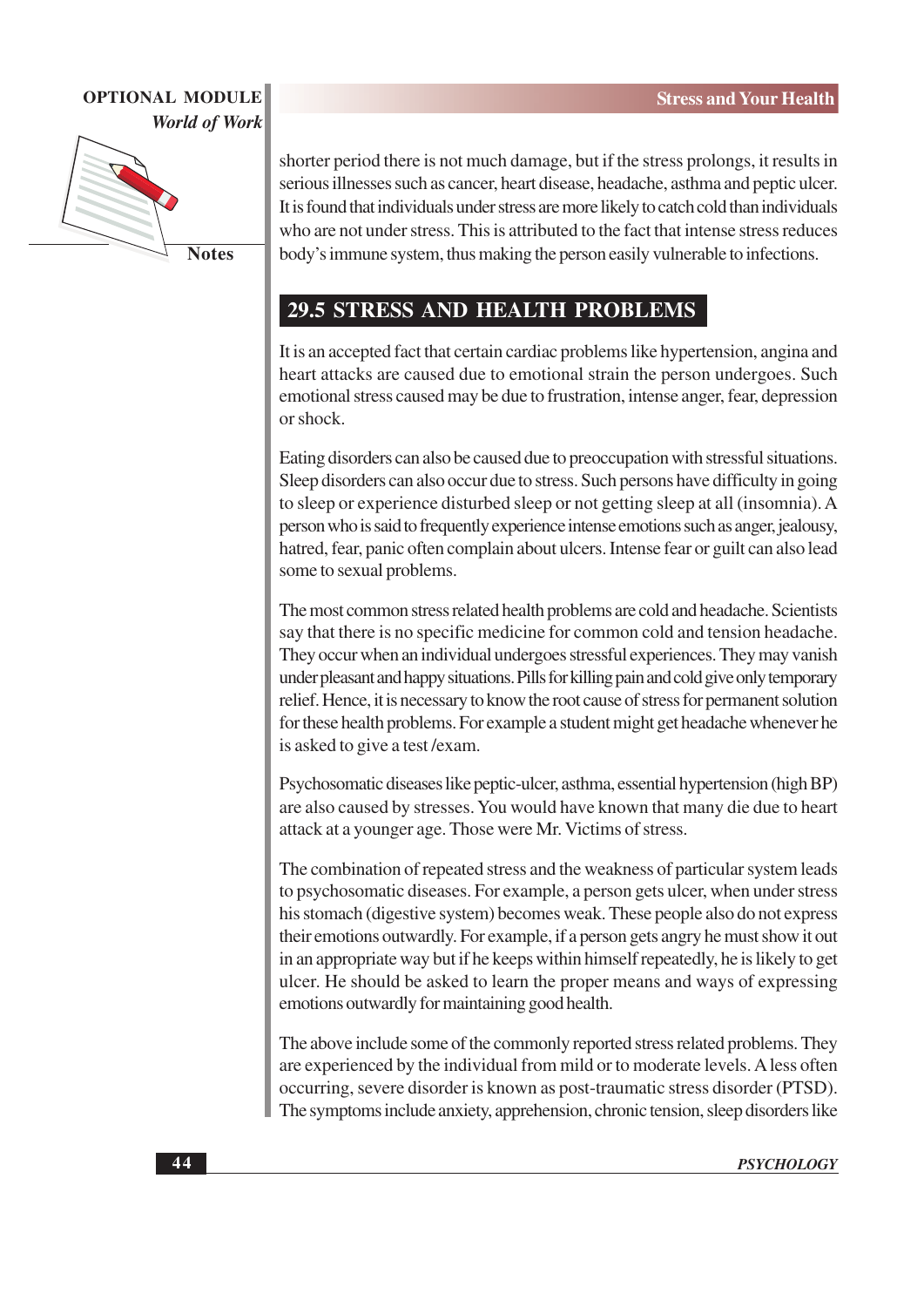shorter period there is not much damage, but if the stress prolongs, it results in serious illnesses such as cancer, heart disease, headache, asthma and peptic ulcer. It is found that individuals under stress are more likely to catch cold than individuals who are not under stress. This is attributed to the fact that intense stress reduces body's immune system, thus making the person easily vulnerable to infections.

## 29.5 STRESS AND HEALTH PROBLEMS

It is an accepted fact that certain cardiac problems like hypertension, angina and heart attacks are caused due to emotional strain the person undergoes. Such emotional stress caused may be due to frustration, intense anger, fear, depression or shock.

Eating disorders can also be caused due to preoccupation with stressful situations. Sleep disorders can also occur due to stress. Such persons have difficulty in going to sleep or experience disturbed sleep or not getting sleep at all (insomnia). A person who is said to frequently experience intense emotions such as anger, jealousy, hatred, fear, panic often complain about ulcers. Intense fear or guilt can also lead some to sexual problems.

The most common stress related health problems are cold and headache. Scientists say that there is no specific medicine for common cold and tension headache. They occur when an individual undergoes stressful experiences. They may vanish under pleasant and happy situations. Pills for killing pain and cold give only temporary relief. Hence, it is necessary to know the root cause of stress for permanent solution for these health problems. For example a student might get headache whenever he is asked to give a test /exam.

Psychosomatic diseases like peptic-ulcer, asthma, essential hypertension (high BP) are also caused by stresses. You would have known that many die due to heart attack at a younger age. Those were Mr. Victims of stress.

The combination of repeated stress and the weakness of particular system leads to psychosomatic diseases. For example, a person gets ulcer, when under stress his stomach (digestive system) becomes weak. These people also do not express their emotions outwardly. For example, if a person gets angry he must show it out in an appropriate way but if he keeps within himself repeatedly, he is likely to get ulcer. He should be asked to learn the proper means and ways of expressing emotions outwardly for maintaining good health.

The above include some of the commonly reported stress related problems. They are experienced by the individual from mild or to moderate levels. A less often occurring, severe disorder is known as post-traumatic stress disorder (PTSD). The symptoms include anxiety, apprehension, chronic tension, sleep disorders like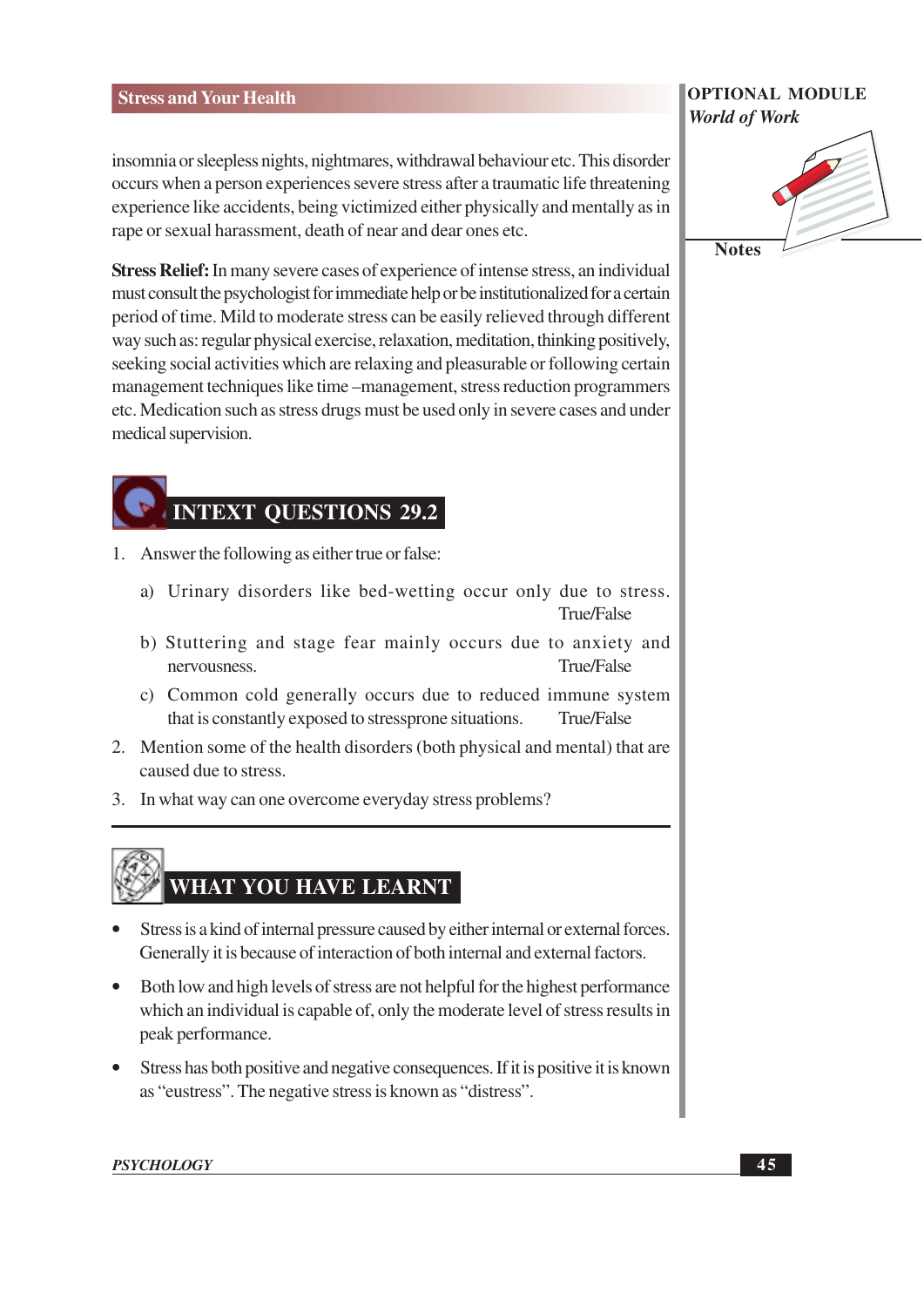insomnia or sleepless nights, nightmares, withdrawal behaviour etc. This disorder occurs when a person experiences severe stress after a traumatic life threatening experience like accidents, being victimized either physically and mentally as in rape or sexual harassment, death of near and dear ones etc.

**Stress Relief:** In many severe cases of experience of intense stress, an individual must consult the psychologist for immediate help or be institutionalized for a certain period of time. Mild to moderate stress can be easily relieved through different way such as: regular physical exercise, relaxation, meditation, thinking positively, seeking social activities which are relaxing and pleasurable or following certain management techniques like time –management, stress reduction programmers etc. Medication such as stress drugs must be used only in severe cases and under medical supervision.

## INTEXT QUESTIONS 29.2

1. Answer the following as either true or false:
   a) Urinary disorders like bed-wetting occur only due to stress. True/False
   b) Stuttering and stage fear mainly occurs due to anxiety and nervousness. True/False
   c) Common cold generally occurs due to reduced immune system that is constantly exposed to stressprone situations. True/False
2. Mention some of the health disorders (both physical and mental) that are caused due to stress.
3. In what way can one overcome everyday stress problems?

## WHAT YOU HAVE LEARNT

- Stress is a kind of internal pressure caused by either internal or external forces. Generally it is because of interaction of both internal and external factors.
- Both low and high levels of stress are not helpful for the highest performance which an individual is capable of, only the moderate level of stress results in peak performance.
- Stress has both positive and negative consequences. If it is positive it is known as "eustress". The negative stress is known as "distress".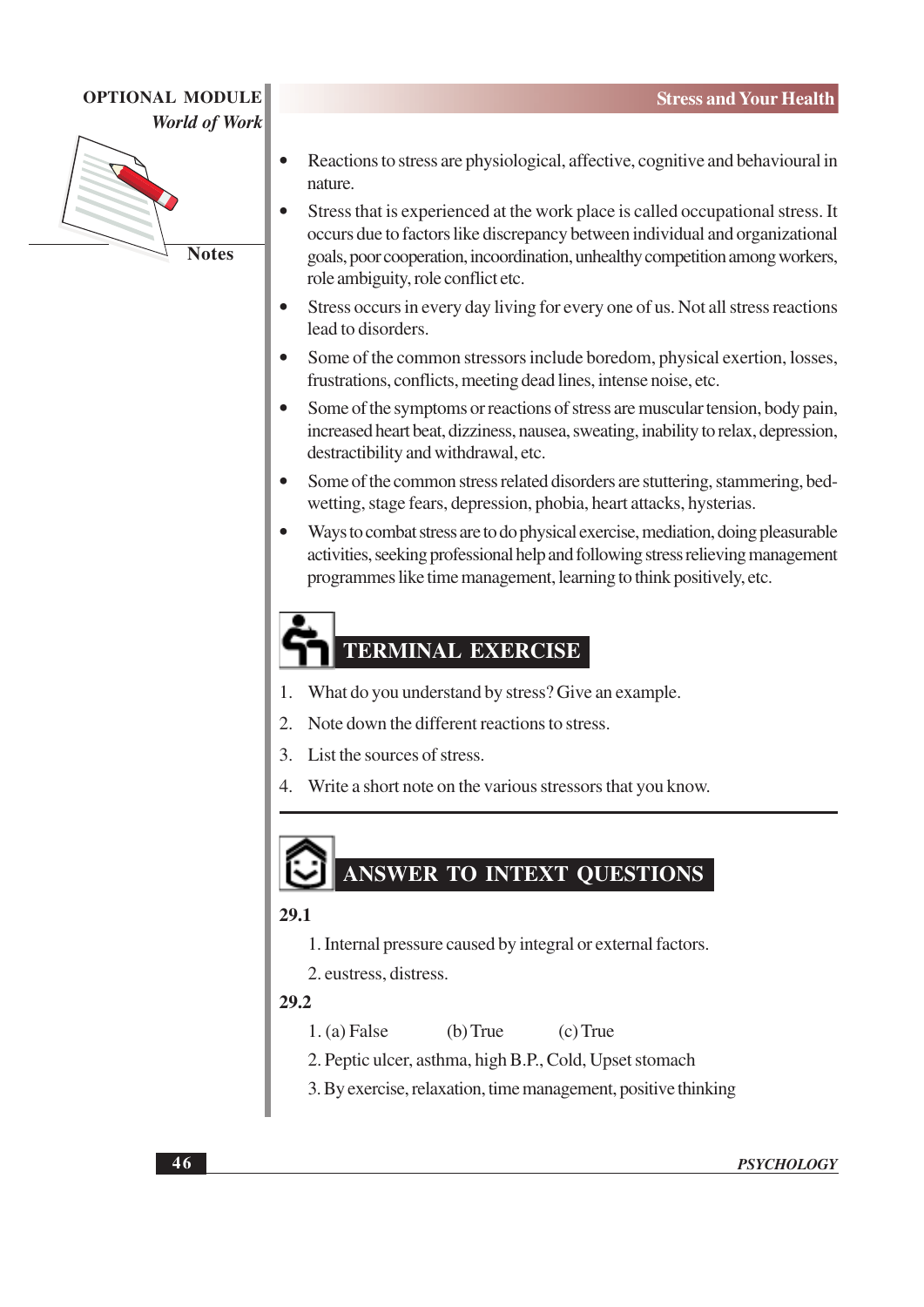- Reactions to stress are physiological, affective, cognitive and behavioural in nature.
- Stress that is experienced at the work place is called occupational stress. It occurs due to factors like discrepancy between individual and organizational goals, poor cooperation, incoordination, unhealthy competition among workers, role ambiguity, role conflict etc.
- Stress occurs in every day living for every one of us. Not all stress reactions lead to disorders.
- Some of the common stressors include boredom, physical exertion, losses, frustrations, conflicts, meeting dead lines, intense noise, etc.
- Some of the symptoms or reactions of stress are muscular tension, body pain, increased heart beat, dizziness, nausea, sweating, inability to relax, depression, destractibility and withdrawal, etc.
- Some of the common stress related disorders are stuttering, stammering, bed-wetting, stage fears, depression, phobia, heart attacks, hysterias.
- Ways to combat stress are to do physical exercise, mediation, doing pleasurable activities, seeking professional help and following stress relieving management programmes like time management, learning to think positively, etc.

## TERMINAL EXERCISE

1. What do you understand by stress? Give an example.
2. Note down the different reactions to stress.
3. List the sources of stress.
4. Write a short note on the various stressors that you know.

## ANSWER TO INTEXT QUESTIONS

**29.1**

1. Internal pressure caused by integral or external factors.
2. eustress, distress.

**29.2**

1. (a) False (b) True (c) True
2. Peptic ulcer, asthma, high B.P., Cold, Upset stomach
3. By exercise, relaxation, time management, positive thinking